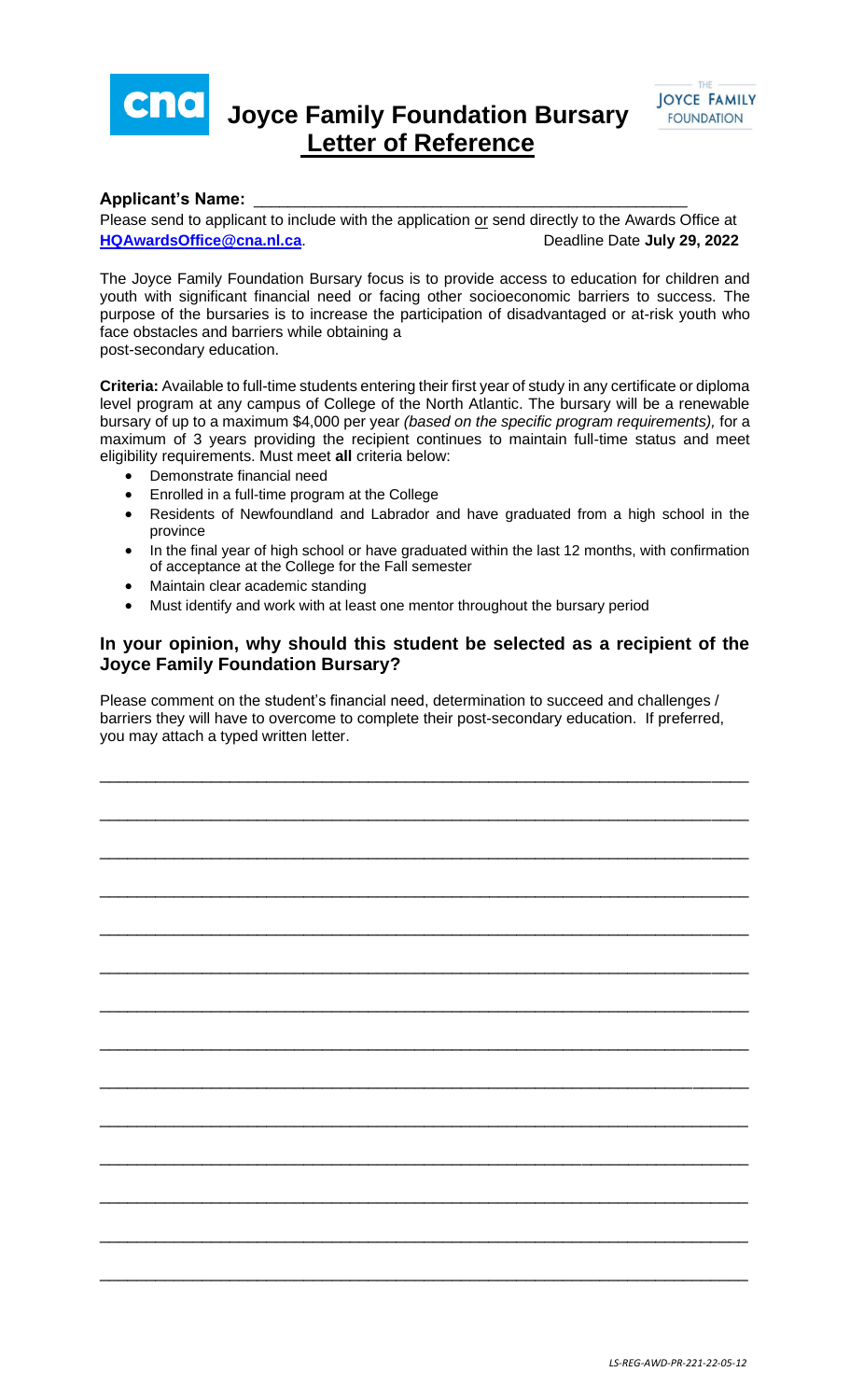# Joyce Family Foundation Bursary
## Letter of Reference

**Applicant's Name:** ________________________________________________

Please send to applicant to include with the application or send directly to the Awards Office at **HQAwardsOffice@cna.nl.ca**. Deadline Date **July 29, 2022**

The Joyce Family Foundation Bursary focus is to provide access to education for children and youth with significant financial need or facing other socioeconomic barriers to success. The purpose of the bursaries is to increase the participation of disadvantaged or at-risk youth who face obstacles and barriers while obtaining a post-secondary education.

**Criteria:** Available to full-time students entering their first year of study in any certificate or diploma level program at any campus of College of the North Atlantic. The bursary will be a renewable bursary of up to a maximum $4,000 per year *(based on the specific program requirements),* for a maximum of 3 years providing the recipient continues to maintain full-time status and meet eligibility requirements. Must meet **all** criteria below:

- Demonstrate financial need
- Enrolled in a full-time program at the College
- Residents of Newfoundland and Labrador and have graduated from a high school in the province
- In the final year of high school or have graduated within the last 12 months, with confirmation of acceptance at the College for the Fall semester
- Maintain clear academic standing
- Must identify and work with at least one mentor throughout the bursary period

### In your opinion, why should this student be selected as a recipient of the Joyce Family Foundation Bursary?

Please comment on the student's financial need, determination to succeed and challenges / barriers they will have to overcome to complete their post-secondary education. If preferred, you may attach a typed written letter.

______________________________________________________________________________

______________________________________________________________________________

______________________________________________________________________________

______________________________________________________________________________

______________________________________________________________________________

______________________________________________________________________________

______________________________________________________________________________

______________________________________________________________________________

______________________________________________________________________________

______________________________________________________________________________

______________________________________________________________________________

______________________________________________________________________________

______________________________________________________________________________

______________________________________________________________________________

LS-REG-AWD-PR-221-22-05-12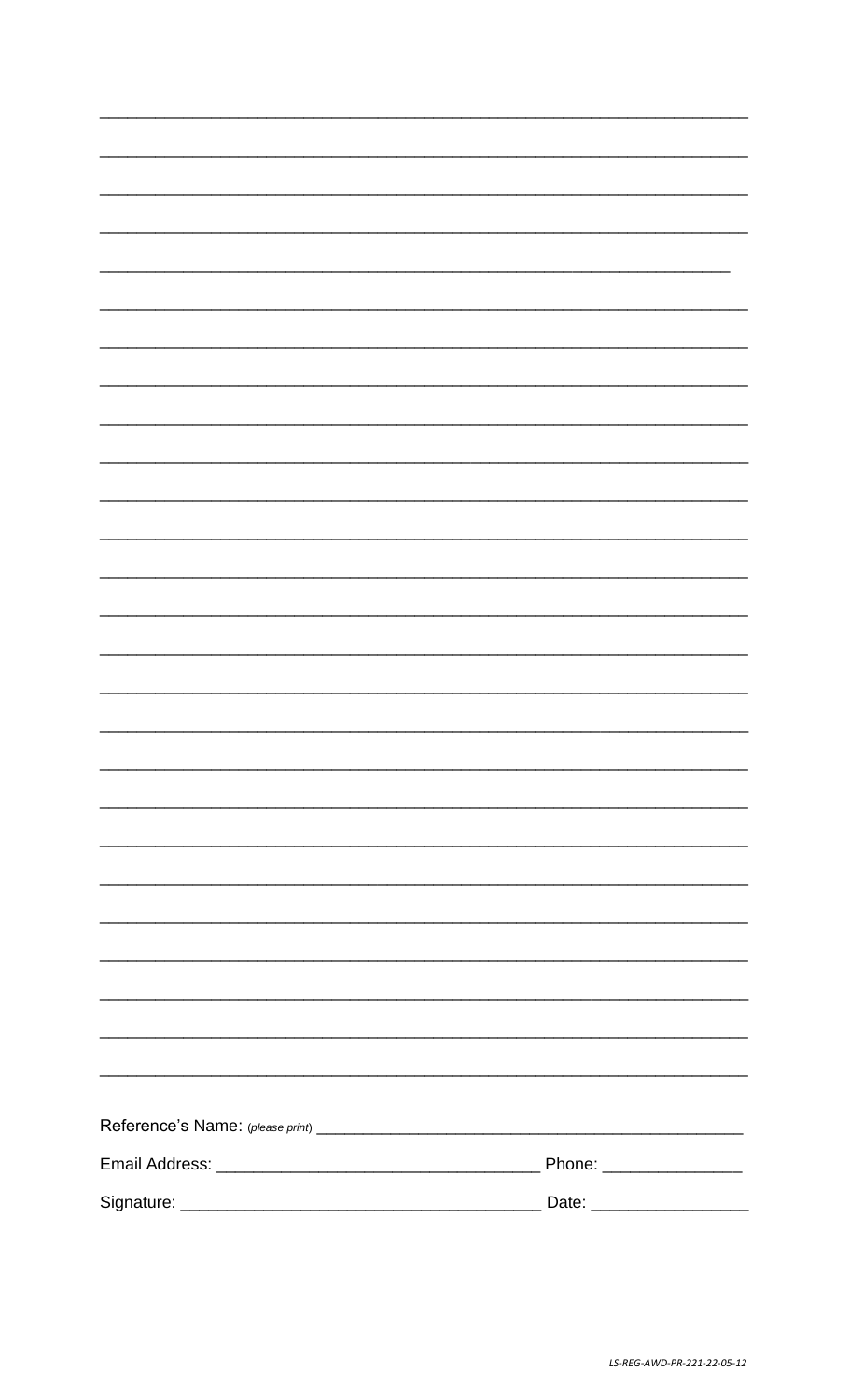\_\_\_\_\_\_\_\_\_\_\_\_\_\_\_\_\_\_\_\_\_\_\_\_\_\_\_\_\_\_\_\_\_\_\_\_\_\_\_\_\_\_\_\_\_\_\_\_\_\_\_\_\_\_\_\_\_\_\_\_\_\_\_\_\_\_\_\_\_\_

\_\_\_\_\_\_\_\_\_\_\_\_\_\_\_\_\_\_\_\_\_\_\_\_\_\_\_\_\_\_\_\_\_\_\_\_\_\_\_\_\_\_\_\_\_\_\_\_\_\_\_\_\_\_\_\_\_\_\_\_\_\_\_\_\_\_\_\_\_\_

\_\_\_\_\_\_\_\_\_\_\_\_\_\_\_\_\_\_\_\_\_\_\_\_\_\_\_\_\_\_\_\_\_\_\_\_\_\_\_\_\_\_\_\_\_\_\_\_\_\_\_\_\_\_\_\_\_\_\_\_\_\_\_\_\_\_\_\_\_\_

\_\_\_\_\_\_\_\_\_\_\_\_\_\_\_\_\_\_\_\_\_\_\_\_\_\_\_\_\_\_\_\_\_\_\_\_\_\_\_\_\_\_\_\_\_\_\_\_\_\_\_\_\_\_\_\_\_\_\_\_\_\_\_\_\_\_\_\_\_\_

\_\_\_\_\_\_\_\_\_\_\_\_\_\_\_\_\_\_\_\_\_\_\_\_\_\_\_\_\_\_\_\_\_\_\_\_\_\_\_\_\_\_\_\_\_\_\_\_\_\_\_\_\_\_\_\_\_\_\_\_\_\_\_\_\_\_\_\_

\_\_\_\_\_\_\_\_\_\_\_\_\_\_\_\_\_\_\_\_\_\_\_\_\_\_\_\_\_\_\_\_\_\_\_\_\_\_\_\_\_\_\_\_\_\_\_\_\_\_\_\_\_\_\_\_\_\_\_\_\_\_\_\_\_\_\_\_\_\_

\_\_\_\_\_\_\_\_\_\_\_\_\_\_\_\_\_\_\_\_\_\_\_\_\_\_\_\_\_\_\_\_\_\_\_\_\_\_\_\_\_\_\_\_\_\_\_\_\_\_\_\_\_\_\_\_\_\_\_\_\_\_\_\_\_\_\_\_\_\_

\_\_\_\_\_\_\_\_\_\_\_\_\_\_\_\_\_\_\_\_\_\_\_\_\_\_\_\_\_\_\_\_\_\_\_\_\_\_\_\_\_\_\_\_\_\_\_\_\_\_\_\_\_\_\_\_\_\_\_\_\_\_\_\_\_\_\_\_\_\_

\_\_\_\_\_\_\_\_\_\_\_\_\_\_\_\_\_\_\_\_\_\_\_\_\_\_\_\_\_\_\_\_\_\_\_\_\_\_\_\_\_\_\_\_\_\_\_\_\_\_\_\_\_\_\_\_\_\_\_\_\_\_\_\_\_\_\_\_\_\_

\_\_\_\_\_\_\_\_\_\_\_\_\_\_\_\_\_\_\_\_\_\_\_\_\_\_\_\_\_\_\_\_\_\_\_\_\_\_\_\_\_\_\_\_\_\_\_\_\_\_\_\_\_\_\_\_\_\_\_\_\_\_\_\_\_\_\_\_\_\_

\_\_\_\_\_\_\_\_\_\_\_\_\_\_\_\_\_\_\_\_\_\_\_\_\_\_\_\_\_\_\_\_\_\_\_\_\_\_\_\_\_\_\_\_\_\_\_\_\_\_\_\_\_\_\_\_\_\_\_\_\_\_\_\_\_\_\_\_\_\_

\_\_\_\_\_\_\_\_\_\_\_\_\_\_\_\_\_\_\_\_\_\_\_\_\_\_\_\_\_\_\_\_\_\_\_\_\_\_\_\_\_\_\_\_\_\_\_\_\_\_\_\_\_\_\_\_\_\_\_\_\_\_\_\_\_\_\_\_\_\_

\_\_\_\_\_\_\_\_\_\_\_\_\_\_\_\_\_\_\_\_\_\_\_\_\_\_\_\_\_\_\_\_\_\_\_\_\_\_\_\_\_\_\_\_\_\_\_\_\_\_\_\_\_\_\_\_\_\_\_\_\_\_\_\_\_\_\_\_\_\_

\_\_\_\_\_\_\_\_\_\_\_\_\_\_\_\_\_\_\_\_\_\_\_\_\_\_\_\_\_\_\_\_\_\_\_\_\_\_\_\_\_\_\_\_\_\_\_\_\_\_\_\_\_\_\_\_\_\_\_\_\_\_\_\_\_\_\_\_\_\_

\_\_\_\_\_\_\_\_\_\_\_\_\_\_\_\_\_\_\_\_\_\_\_\_\_\_\_\_\_\_\_\_\_\_\_\_\_\_\_\_\_\_\_\_\_\_\_\_\_\_\_\_\_\_\_\_\_\_\_\_\_\_\_\_\_\_\_\_\_\_

\_\_\_\_\_\_\_\_\_\_\_\_\_\_\_\_\_\_\_\_\_\_\_\_\_\_\_\_\_\_\_\_\_\_\_\_\_\_\_\_\_\_\_\_\_\_\_\_\_\_\_\_\_\_\_\_\_\_\_\_\_\_\_\_\_\_\_\_\_\_

\_\_\_\_\_\_\_\_\_\_\_\_\_\_\_\_\_\_\_\_\_\_\_\_\_\_\_\_\_\_\_\_\_\_\_\_\_\_\_\_\_\_\_\_\_\_\_\_\_\_\_\_\_\_\_\_\_\_\_\_\_\_\_\_\_\_\_\_\_\_

\_\_\_\_\_\_\_\_\_\_\_\_\_\_\_\_\_\_\_\_\_\_\_\_\_\_\_\_\_\_\_\_\_\_\_\_\_\_\_\_\_\_\_\_\_\_\_\_\_\_\_\_\_\_\_\_\_\_\_\_\_\_\_\_\_\_\_\_\_\_

\_\_\_\_\_\_\_\_\_\_\_\_\_\_\_\_\_\_\_\_\_\_\_\_\_\_\_\_\_\_\_\_\_\_\_\_\_\_\_\_\_\_\_\_\_\_\_\_\_\_\_\_\_\_\_\_\_\_\_\_\_\_\_\_\_\_\_\_\_\_

\_\_\_\_\_\_\_\_\_\_\_\_\_\_\_\_\_\_\_\_\_\_\_\_\_\_\_\_\_\_\_\_\_\_\_\_\_\_\_\_\_\_\_\_\_\_\_\_\_\_\_\_\_\_\_\_\_\_\_\_\_\_\_\_\_\_\_\_\_\_

\_\_\_\_\_\_\_\_\_\_\_\_\_\_\_\_\_\_\_\_\_\_\_\_\_\_\_\_\_\_\_\_\_\_\_\_\_\_\_\_\_\_\_\_\_\_\_\_\_\_\_\_\_\_\_\_\_\_\_\_\_\_\_\_\_\_\_\_\_\_

\_\_\_\_\_\_\_\_\_\_\_\_\_\_\_\_\_\_\_\_\_\_\_\_\_\_\_\_\_\_\_\_\_\_\_\_\_\_\_\_\_\_\_\_\_\_\_\_\_\_\_\_\_\_\_\_\_\_\_\_\_\_\_\_\_\_\_\_\_\_

\_\_\_\_\_\_\_\_\_\_\_\_\_\_\_\_\_\_\_\_\_\_\_\_\_\_\_\_\_\_\_\_\_\_\_\_\_\_\_\_\_\_\_\_\_\_\_\_\_\_\_\_\_\_\_\_\_\_\_\_\_\_\_\_\_\_\_\_\_\_

\_\_\_\_\_\_\_\_\_\_\_\_\_\_\_\_\_\_\_\_\_\_\_\_\_\_\_\_\_\_\_\_\_\_\_\_\_\_\_\_\_\_\_\_\_\_\_\_\_\_\_\_\_\_\_\_\_\_\_\_\_\_\_\_\_\_\_\_\_\_

\_\_\_\_\_\_\_\_\_\_\_\_\_\_\_\_\_\_\_\_\_\_\_\_\_\_\_\_\_\_\_\_\_\_\_\_\_\_\_\_\_\_\_\_\_\_\_\_\_\_\_\_\_\_\_\_\_\_\_\_\_\_\_\_\_\_\_\_\_\_

\_\_\_\_\_\_\_\_\_\_\_\_\_\_\_\_\_\_\_\_\_\_\_\_\_\_\_\_\_\_\_\_\_\_\_\_\_\_\_\_\_\_\_\_\_\_\_\_\_\_\_\_\_\_\_\_\_\_\_\_\_\_\_\_\_\_\_\_\_\_

Reference's Name: *(please print)* \_\_\_\_\_\_\_\_\_\_\_\_\_\_\_\_\_\_\_\_\_\_\_\_\_\_\_\_\_\_\_\_\_\_\_\_\_\_\_\_\_\_\_\_\_\_

Email Address: \_\_\_\_\_\_\_\_\_\_\_\_\_\_\_\_\_\_\_\_\_\_\_\_\_\_\_\_\_\_\_\_\_\_ Phone: \_\_\_\_\_\_\_\_\_\_\_\_\_\_\_

Signature: \_\_\_\_\_\_\_\_\_\_\_\_\_\_\_\_\_\_\_\_\_\_\_\_\_\_\_\_\_\_\_\_\_\_\_\_\_\_ Date: \_\_\_\_\_\_\_\_\_\_\_\_\_\_\_\_\_

*LS-REG-AWD-PR-221-22-05-12*